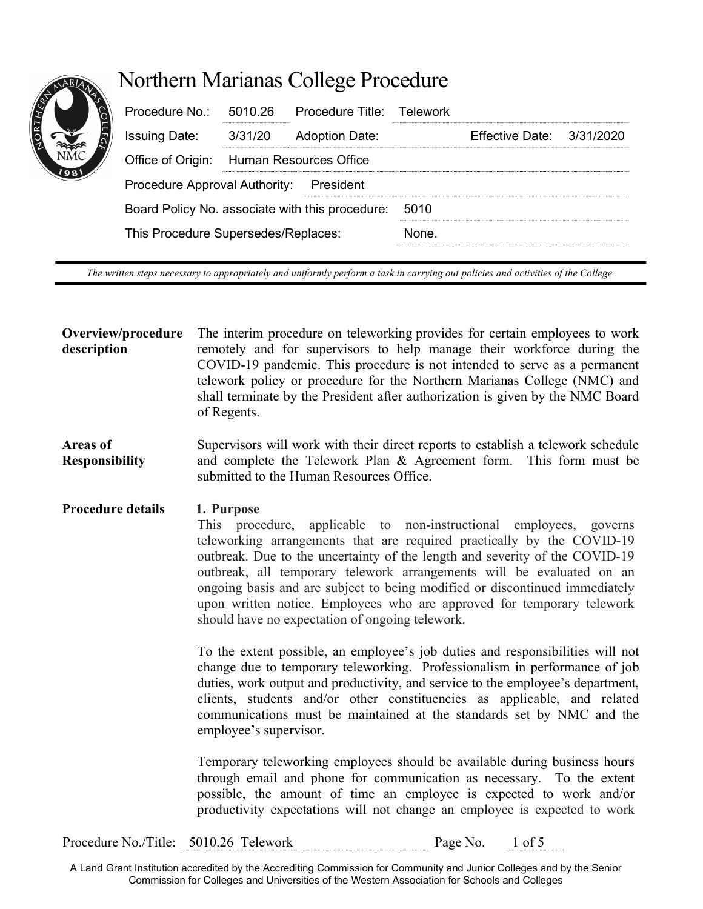# Northern Marianas College Procedure

| | | | |
|---|---|---|---|
| Procedure No.: | 5010.26 | Procedure Title: | Telework |
| Issuing Date: | 3/31/20 | Adoption Date: | Effective Date: 3/31/2020 |
| Office of Origin: | Human Resources Office | | |
| Procedure Approval Authority: | President | | |
| Board Policy No. associate with this procedure: | 5010 | | |
| This Procedure Supersedes/Replaces: | None. | | |

*The written steps necessary to appropriately and uniformly perform a task in carrying out policies and activities of the College.*

**Overview/procedure description**

The interim procedure on teleworking provides for certain employees to work remotely and for supervisors to help manage their workforce during the COVID-19 pandemic. This procedure is not intended to serve as a permanent telework policy or procedure for the Northern Marianas College (NMC) and shall terminate by the President after authorization is given by the NMC Board of Regents.

**Areas of Responsibility**

Supervisors will work with their direct reports to establish a telework schedule and complete the Telework Plan & Agreement form. This form must be submitted to the Human Resources Office.

**Procedure details**

**1. Purpose**

This procedure, applicable to non-instructional employees, governs teleworking arrangements that are required practically by the COVID-19 outbreak. Due to the uncertainty of the length and severity of the COVID-19 outbreak, all temporary telework arrangements will be evaluated on an ongoing basis and are subject to being modified or discontinued immediately upon written notice. Employees who are approved for temporary telework should have no expectation of ongoing telework.

To the extent possible, an employee's job duties and responsibilities will not change due to temporary teleworking. Professionalism in performance of job duties, work output and productivity, and service to the employee's department, clients, students and/or other constituencies as applicable, and related communications must be maintained at the standards set by NMC and the employee's supervisor.

Temporary teleworking employees should be available during business hours through email and phone for communication as necessary. To the extent possible, the amount of time an employee is expected to work and/or productivity expectations will not change an employee is expected to work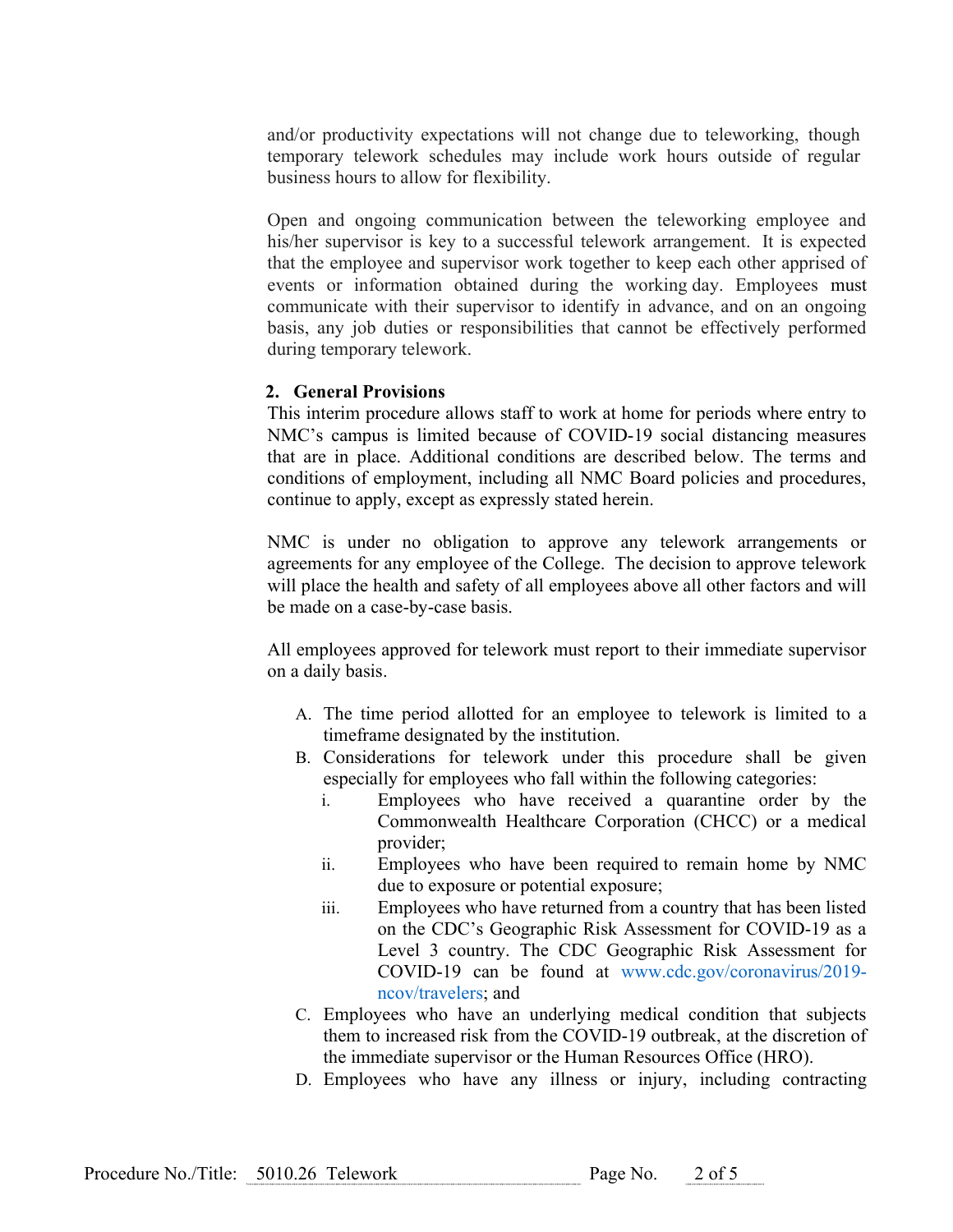and/or productivity expectations will not change due to teleworking, though temporary telework schedules may include work hours outside of regular business hours to allow for flexibility.

Open and ongoing communication between the teleworking employee and his/her supervisor is key to a successful telework arrangement. It is expected that the employee and supervisor work together to keep each other apprised of events or information obtained during the working day. Employees must communicate with their supervisor to identify in advance, and on an ongoing basis, any job duties or responsibilities that cannot be effectively performed during temporary telework.

**2. General Provisions**

This interim procedure allows staff to work at home for periods where entry to NMC's campus is limited because of COVID-19 social distancing measures that are in place. Additional conditions are described below. The terms and conditions of employment, including all NMC Board policies and procedures, continue to apply, except as expressly stated herein.

NMC is under no obligation to approve any telework arrangements or agreements for any employee of the College. The decision to approve telework will place the health and safety of all employees above all other factors and will be made on a case-by-case basis.

All employees approved for telework must report to their immediate supervisor on a daily basis.

A. The time period allotted for an employee to telework is limited to a timeframe designated by the institution.

B. Considerations for telework under this procedure shall be given especially for employees who fall within the following categories:

   i. Employees who have received a quarantine order by the Commonwealth Healthcare Corporation (CHCC) or a medical provider;

   ii. Employees who have been required to remain home by NMC due to exposure or potential exposure;

   iii. Employees who have returned from a country that has been listed on the CDC's Geographic Risk Assessment for COVID-19 as a Level 3 country. The CDC Geographic Risk Assessment for COVID-19 can be found at www.cdc.gov/coronavirus/2019-ncov/travelers; and

C. Employees who have an underlying medical condition that subjects them to increased risk from the COVID-19 outbreak, at the discretion of the immediate supervisor or the Human Resources Office (HRO).

D. Employees who have any illness or injury, including contracting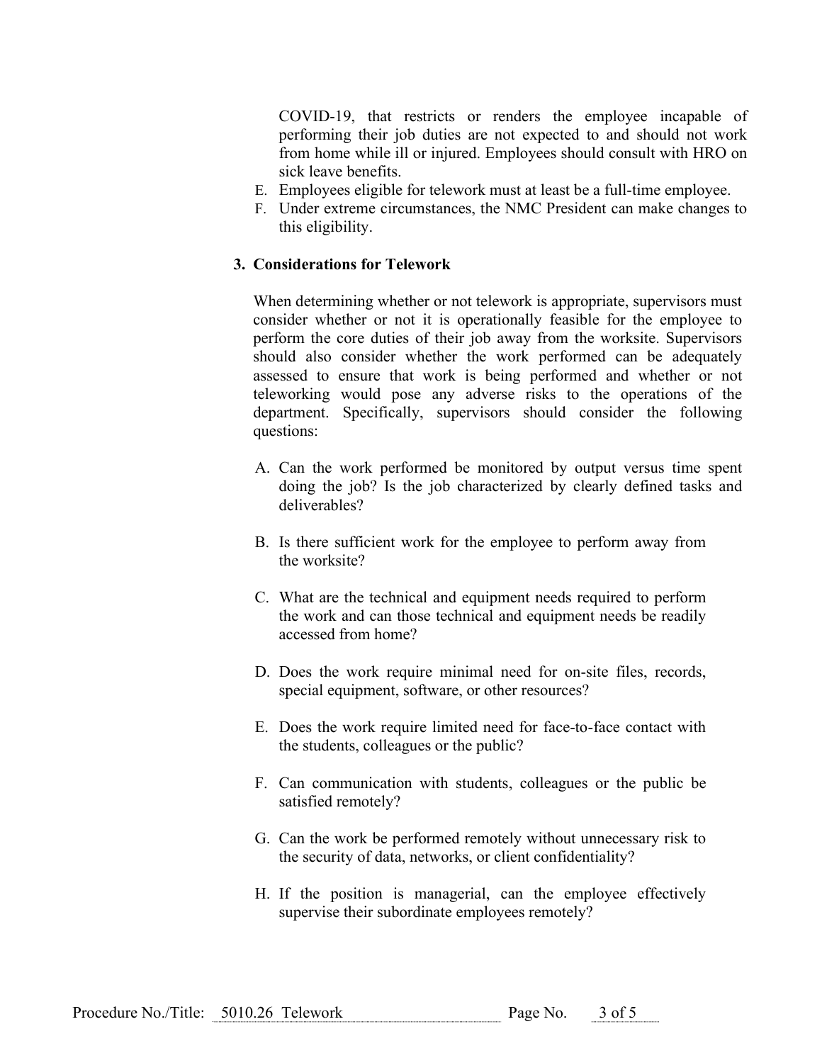COVID-19, that restricts or renders the employee incapable of performing their job duties are not expected to and should not work from home while ill or injured. Employees should consult with HRO on sick leave benefits.

E. Employees eligible for telework must at least be a full-time employee.
F. Under extreme circumstances, the NMC President can make changes to this eligibility.

**3. Considerations for Telework**

When determining whether or not telework is appropriate, supervisors must consider whether or not it is operationally feasible for the employee to perform the core duties of their job away from the worksite. Supervisors should also consider whether the work performed can be adequately assessed to ensure that work is being performed and whether or not teleworking would pose any adverse risks to the operations of the department. Specifically, supervisors should consider the following questions:

A. Can the work performed be monitored by output versus time spent doing the job? Is the job characterized by clearly defined tasks and deliverables?

B. Is there sufficient work for the employee to perform away from the worksite?

C. What are the technical and equipment needs required to perform the work and can those technical and equipment needs be readily accessed from home?

D. Does the work require minimal need for on-site files, records, special equipment, software, or other resources?

E. Does the work require limited need for face-to-face contact with the students, colleagues or the public?

F. Can communication with students, colleagues or the public be satisfied remotely?

G. Can the work be performed remotely without unnecessary risk to the security of data, networks, or client confidentiality?

H. If the position is managerial, can the employee effectively supervise their subordinate employees remotely?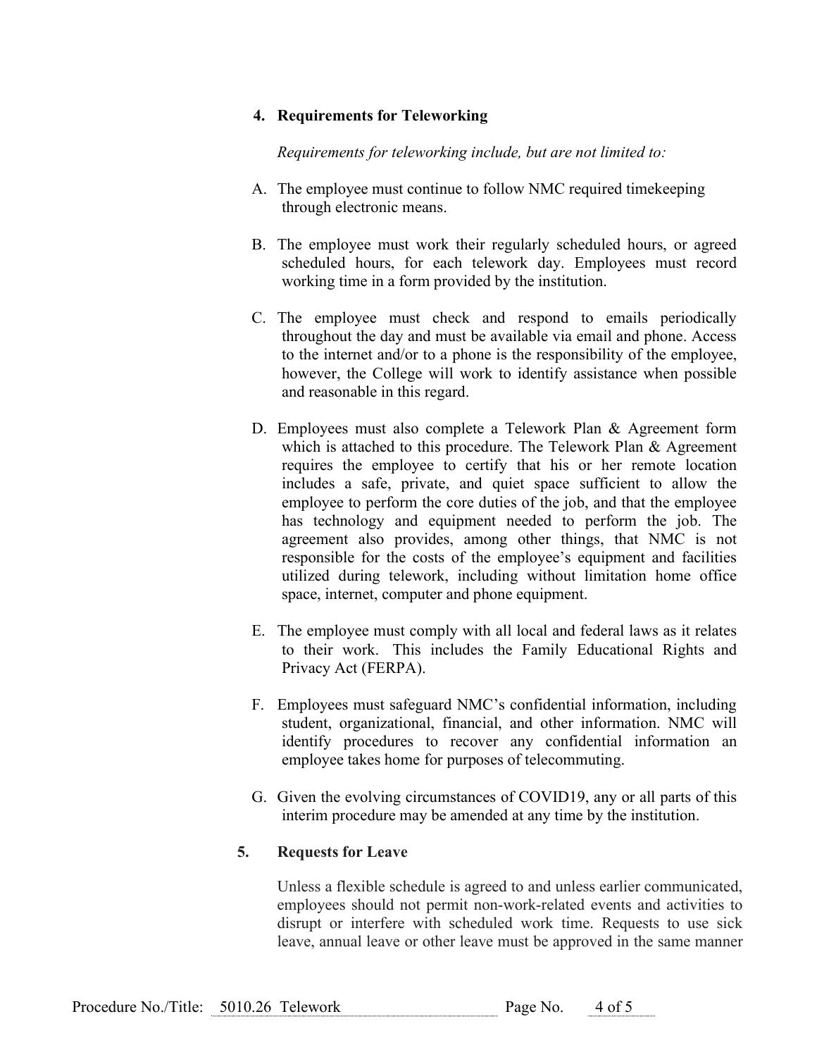### 4. Requirements for Teleworking

*Requirements for teleworking include, but are not limited to:*

A. The employee must continue to follow NMC required timekeeping through electronic means.

B. The employee must work their regularly scheduled hours, or agreed scheduled hours, for each telework day. Employees must record working time in a form provided by the institution.

C. The employee must check and respond to emails periodically throughout the day and must be available via email and phone. Access to the internet and/or to a phone is the responsibility of the employee, however, the College will work to identify assistance when possible and reasonable in this regard.

D. Employees must also complete a Telework Plan & Agreement form which is attached to this procedure. The Telework Plan & Agreement requires the employee to certify that his or her remote location includes a safe, private, and quiet space sufficient to allow the employee to perform the core duties of the job, and that the employee has technology and equipment needed to perform the job. The agreement also provides, among other things, that NMC is not responsible for the costs of the employee's equipment and facilities utilized during telework, including without limitation home office space, internet, computer and phone equipment.

E. The employee must comply with all local and federal laws as it relates to their work. This includes the Family Educational Rights and Privacy Act (FERPA).

F. Employees must safeguard NMC's confidential information, including student, organizational, financial, and other information. NMC will identify procedures to recover any confidential information an employee takes home for purposes of telecommuting.

G. Given the evolving circumstances of COVID19, any or all parts of this interim procedure may be amended at any time by the institution.

### 5. Requests for Leave

Unless a flexible schedule is agreed to and unless earlier communicated, employees should not permit non-work-related events and activities to disrupt or interfere with scheduled work time. Requests to use sick leave, annual leave or other leave must be approved in the same manner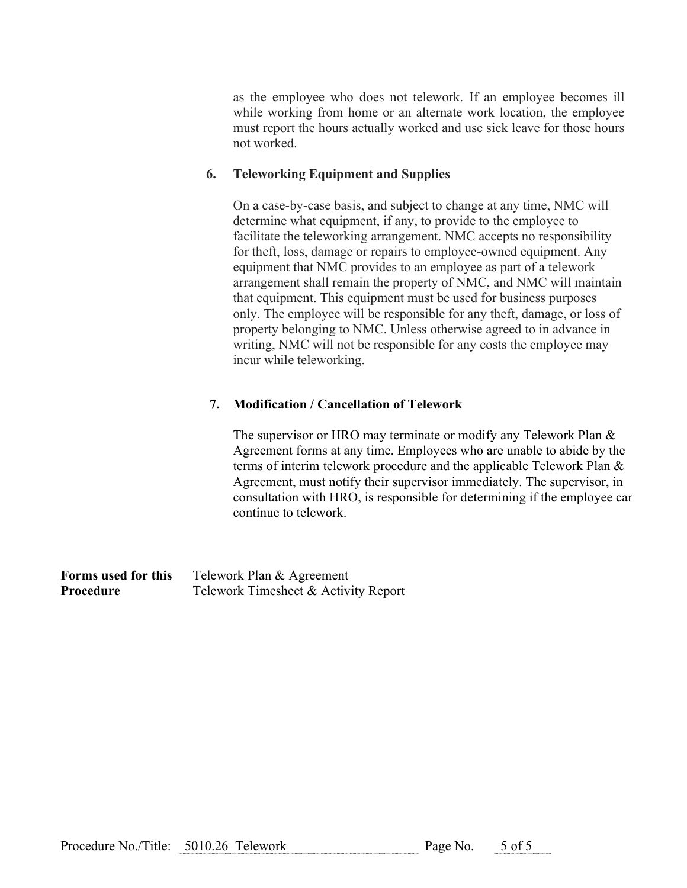as the employee who does not telework. If an employee becomes ill while working from home or an alternate work location, the employee must report the hours actually worked and use sick leave for those hours not worked.

**6. Teleworking Equipment and Supplies**

On a case-by-case basis, and subject to change at any time, NMC will determine what equipment, if any, to provide to the employee to facilitate the teleworking arrangement. NMC accepts no responsibility for theft, loss, damage or repairs to employee-owned equipment. Any equipment that NMC provides to an employee as part of a telework arrangement shall remain the property of NMC, and NMC will maintain that equipment. This equipment must be used for business purposes only. The employee will be responsible for any theft, damage, or loss of property belonging to NMC. Unless otherwise agreed to in advance in writing, NMC will not be responsible for any costs the employee may incur while teleworking.

**7. Modification / Cancellation of Telework**

The supervisor or HRO may terminate or modify any Telework Plan & Agreement forms at any time. Employees who are unable to abide by the terms of interim telework procedure and the applicable Telework Plan & Agreement, must notify their supervisor immediately. The supervisor, in consultation with HRO, is responsible for determining if the employee can continue to telework.

| | |
|---|---|
| **Forms used for this Procedure** | Telework Plan & Agreement<br>Telework Timesheet & Activity Report |